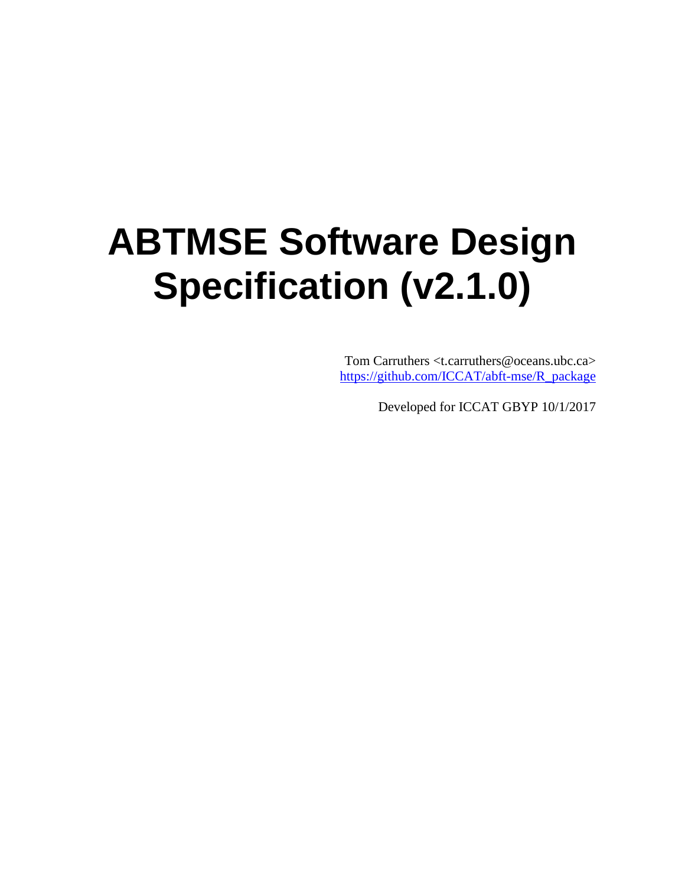# ABTMSE Software Design Specification (v2.1.0)

Tom Carruthers <t.carruthers@oceans.ubc.ca>
https://github.com/ICCAT/abft-mse/R_package

Developed for ICCAT GBYP 10/1/2017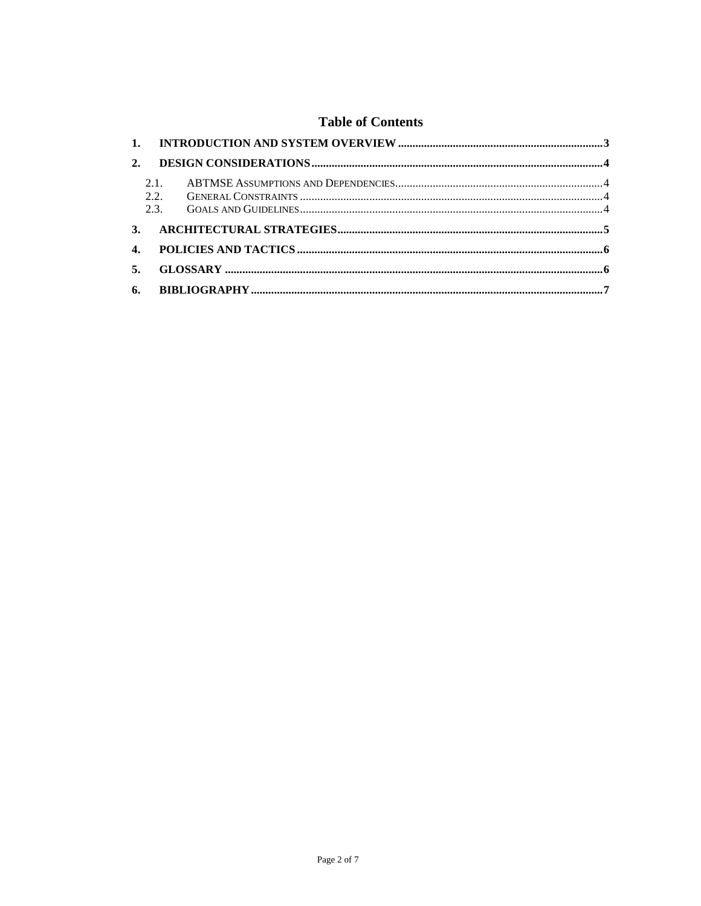# Table of Contents

1. **INTRODUCTION AND SYSTEM OVERVIEW** ...... 3
2. **DESIGN CONSIDERATIONS** ...... 4
   - 2.1. ABTMSE ASSUMPTIONS AND DEPENDENCIES ...... 4
   - 2.2. GENERAL CONSTRAINTS ...... 4
   - 2.3. GOALS AND GUIDELINES ...... 4
3. **ARCHITECTURAL STRATEGIES** ...... 5
4. **POLICIES AND TACTICS** ...... 6
5. **GLOSSARY** ...... 6
6. **BIBLIOGRAPHY** ...... 7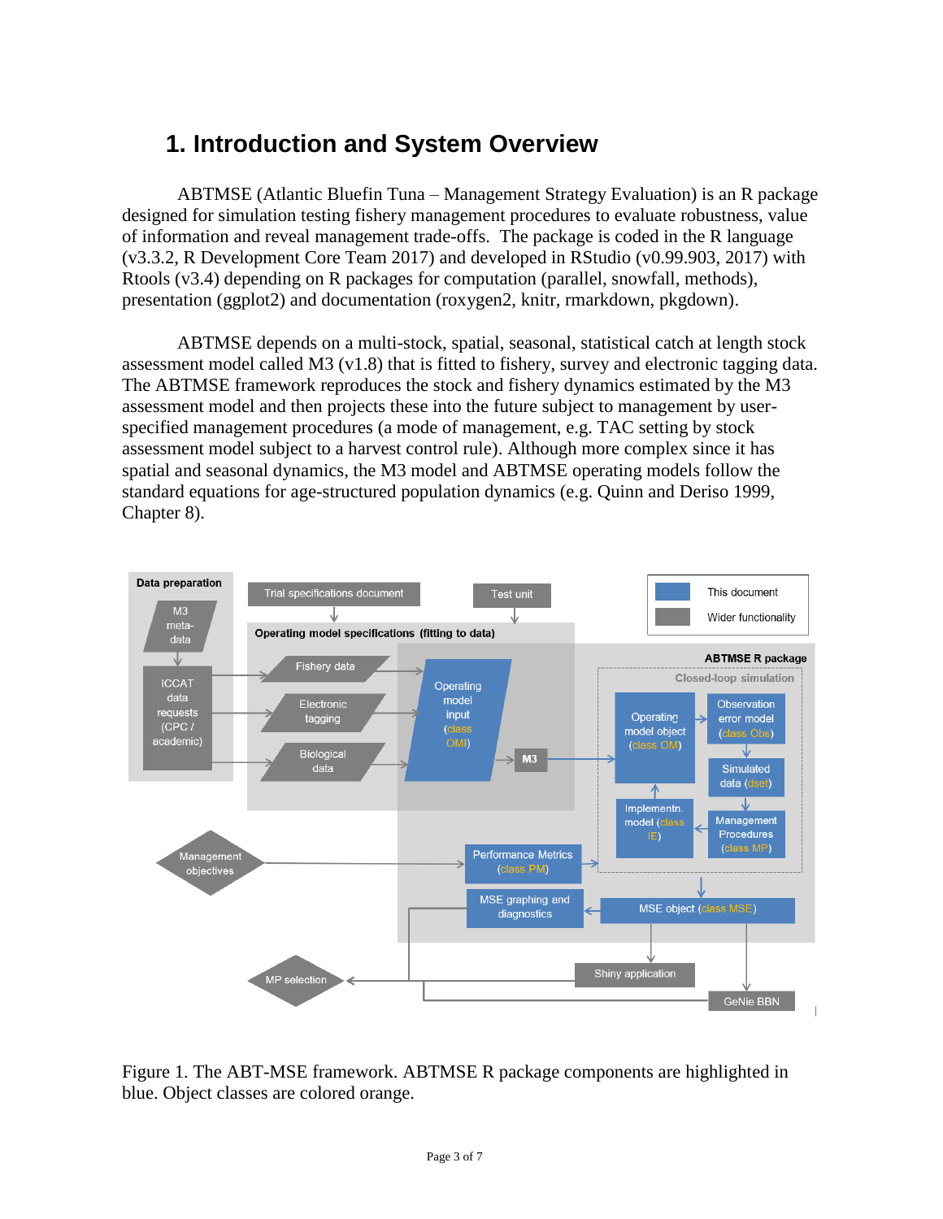# 1. Introduction and System Overview

ABTMSE (Atlantic Bluefin Tuna – Management Strategy Evaluation) is an R package designed for simulation testing fishery management procedures to evaluate robustness, value of information and reveal management trade-offs. The package is coded in the R language (v3.3.2, R Development Core Team 2017) and developed in RStudio (v0.99.903, 2017) with Rtools (v3.4) depending on R packages for computation (parallel, snowfall, methods), presentation (ggplot2) and documentation (roxygen2, knitr, rmarkdown, pkgdown).

ABTMSE depends on a multi-stock, spatial, seasonal, statistical catch at length stock assessment model called M3 (v1.8) that is fitted to fishery, survey and electronic tagging data. The ABTMSE framework reproduces the stock and fishery dynamics estimated by the M3 assessment model and then projects these into the future subject to management by user-specified management procedures (a mode of management, e.g. TAC setting by stock assessment model subject to a harvest control rule). Although more complex since it has spatial and seasonal dynamics, the M3 model and ABTMSE operating models follow the standard equations for age-structured population dynamics (e.g. Quinn and Deriso 1999, Chapter 8).

Figure 1. The ABT-MSE framework. ABTMSE R package components are highlighted in blue. Object classes are colored orange.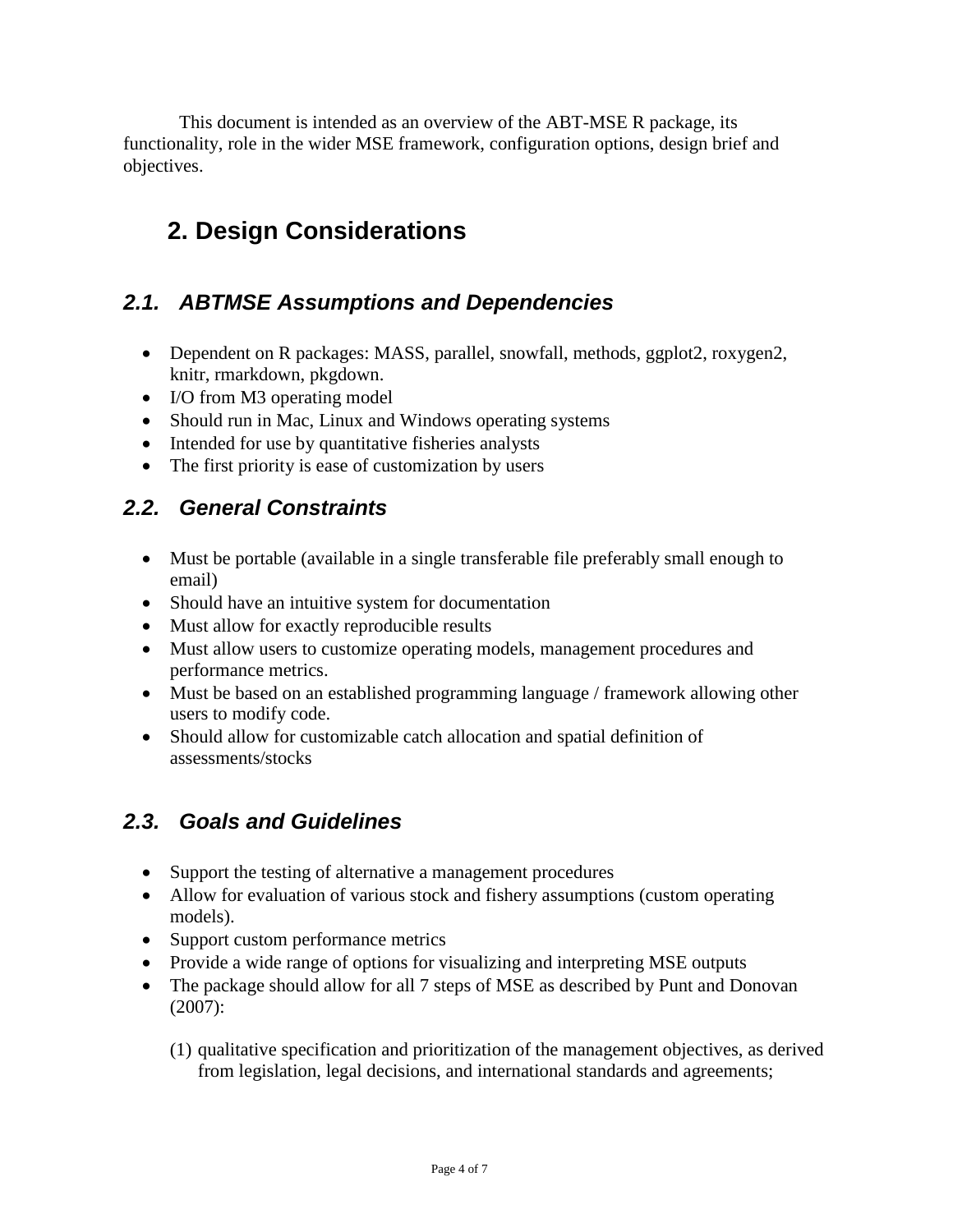This document is intended as an overview of the ABT-MSE R package, its functionality, role in the wider MSE framework, configuration options, design brief and objectives.

# 2. Design Considerations

## *2.1. ABTMSE Assumptions and Dependencies*

- Dependent on R packages: MASS, parallel, snowfall, methods, ggplot2, roxygen2, knitr, rmarkdown, pkgdown.
- I/O from M3 operating model
- Should run in Mac, Linux and Windows operating systems
- Intended for use by quantitative fisheries analysts
- The first priority is ease of customization by users

## *2.2. General Constraints*

- Must be portable (available in a single transferable file preferably small enough to email)
- Should have an intuitive system for documentation
- Must allow for exactly reproducible results
- Must allow users to customize operating models, management procedures and performance metrics.
- Must be based on an established programming language / framework allowing other users to modify code.
- Should allow for customizable catch allocation and spatial definition of assessments/stocks

## *2.3. Goals and Guidelines*

- Support the testing of alternative a management procedures
- Allow for evaluation of various stock and fishery assumptions (custom operating models).
- Support custom performance metrics
- Provide a wide range of options for visualizing and interpreting MSE outputs
- The package should allow for all 7 steps of MSE as described by Punt and Donovan (2007):

  (1) qualitative specification and prioritization of the management objectives, as derived from legislation, legal decisions, and international standards and agreements;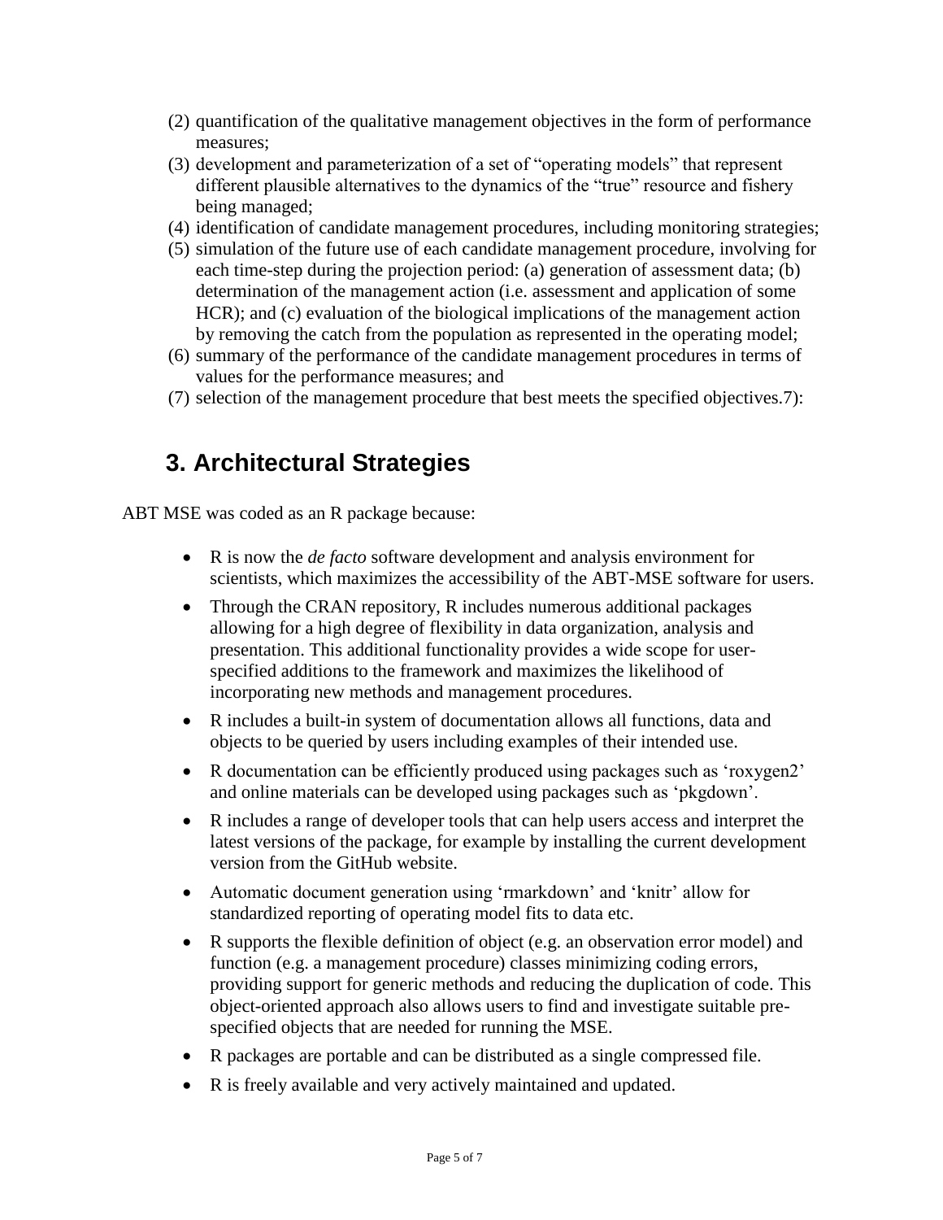(2) quantification of the qualitative management objectives in the form of performance measures;
(3) development and parameterization of a set of "operating models" that represent different plausible alternatives to the dynamics of the "true" resource and fishery being managed;
(4) identification of candidate management procedures, including monitoring strategies;
(5) simulation of the future use of each candidate management procedure, involving for each time-step during the projection period: (a) generation of assessment data; (b) determination of the management action (i.e. assessment and application of some HCR); and (c) evaluation of the biological implications of the management action by removing the catch from the population as represented in the operating model;
(6) summary of the performance of the candidate management procedures in terms of values for the performance measures; and
(7) selection of the management procedure that best meets the specified objectives.7):

# 3. Architectural Strategies

ABT MSE was coded as an R package because:

- R is now the *de facto* software development and analysis environment for scientists, which maximizes the accessibility of the ABT-MSE software for users.
- Through the CRAN repository, R includes numerous additional packages allowing for a high degree of flexibility in data organization, analysis and presentation. This additional functionality provides a wide scope for user-specified additions to the framework and maximizes the likelihood of incorporating new methods and management procedures.
- R includes a built-in system of documentation allows all functions, data and objects to be queried by users including examples of their intended use.
- R documentation can be efficiently produced using packages such as 'roxygen2' and online materials can be developed using packages such as 'pkgdown'.
- R includes a range of developer tools that can help users access and interpret the latest versions of the package, for example by installing the current development version from the GitHub website.
- Automatic document generation using 'rmarkdown' and 'knitr' allow for standardized reporting of operating model fits to data etc.
- R supports the flexible definition of object (e.g. an observation error model) and function (e.g. a management procedure) classes minimizing coding errors, providing support for generic methods and reducing the duplication of code. This object-oriented approach also allows users to find and investigate suitable pre-specified objects that are needed for running the MSE.
- R packages are portable and can be distributed as a single compressed file.
- R is freely available and very actively maintained and updated.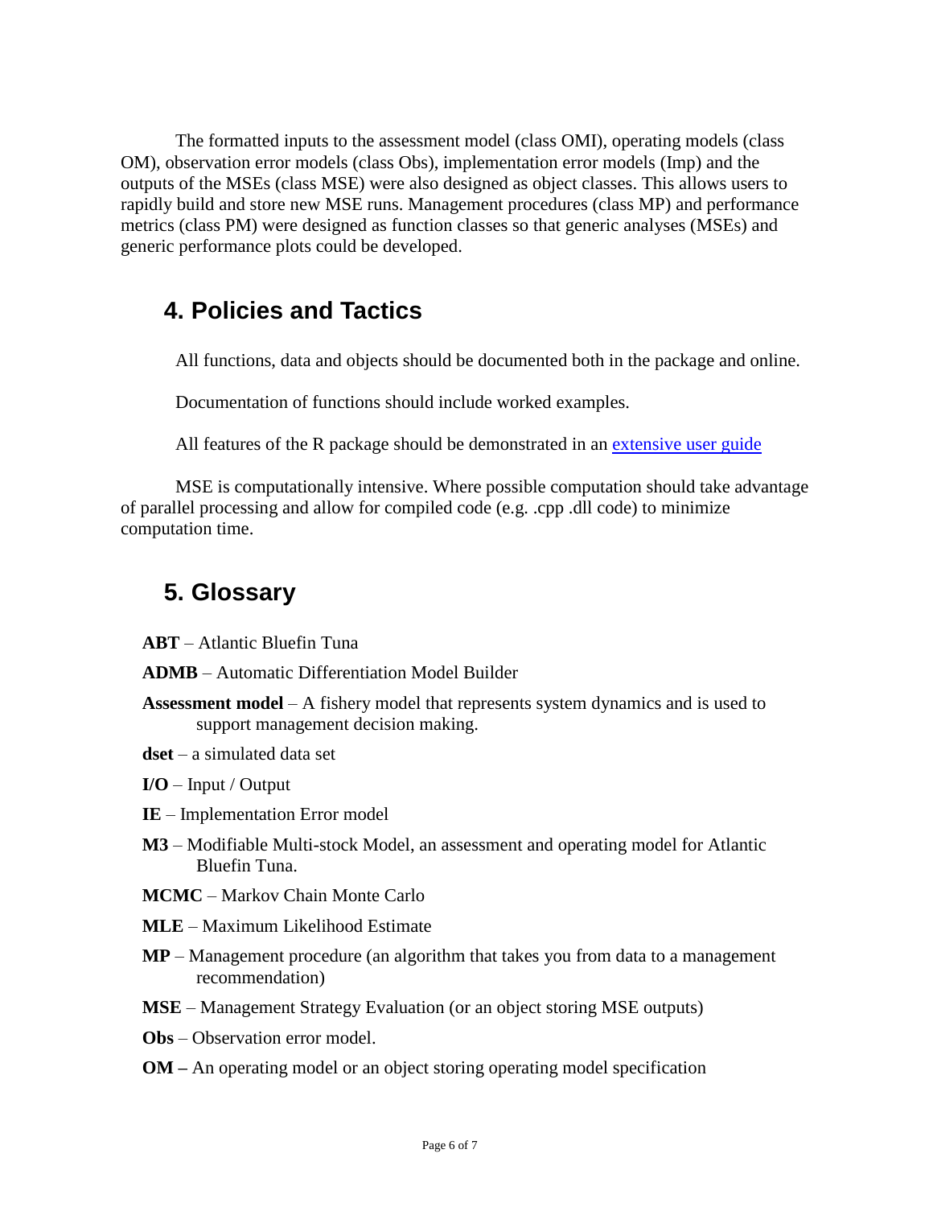The formatted inputs to the assessment model (class OMI), operating models (class OM), observation error models (class Obs), implementation error models (Imp) and the outputs of the MSEs (class MSE) were also designed as object classes. This allows users to rapidly build and store new MSE runs. Management procedures (class MP) and performance metrics (class PM) were designed as function classes so that generic analyses (MSEs) and generic performance plots could be developed.

## 4. Policies and Tactics

All functions, data and objects should be documented both in the package and online.

Documentation of functions should include worked examples.

All features of the R package should be demonstrated in an extensive user guide

MSE is computationally intensive. Where possible computation should take advantage of parallel processing and allow for compiled code (e.g. .cpp .dll code) to minimize computation time.

## 5. Glossary

**ABT** – Atlantic Bluefin Tuna

**ADMB** – Automatic Differentiation Model Builder

**Assessment model** – A fishery model that represents system dynamics and is used to support management decision making.

**dset** – a simulated data set

**I/O** – Input / Output

**IE** – Implementation Error model

**M3** – Modifiable Multi-stock Model, an assessment and operating model for Atlantic Bluefin Tuna.

**MCMC** – Markov Chain Monte Carlo

**MLE** – Maximum Likelihood Estimate

**MP** – Management procedure (an algorithm that takes you from data to a management recommendation)

**MSE** – Management Strategy Evaluation (or an object storing MSE outputs)

**Obs** – Observation error model.

**OM –** An operating model or an object storing operating model specification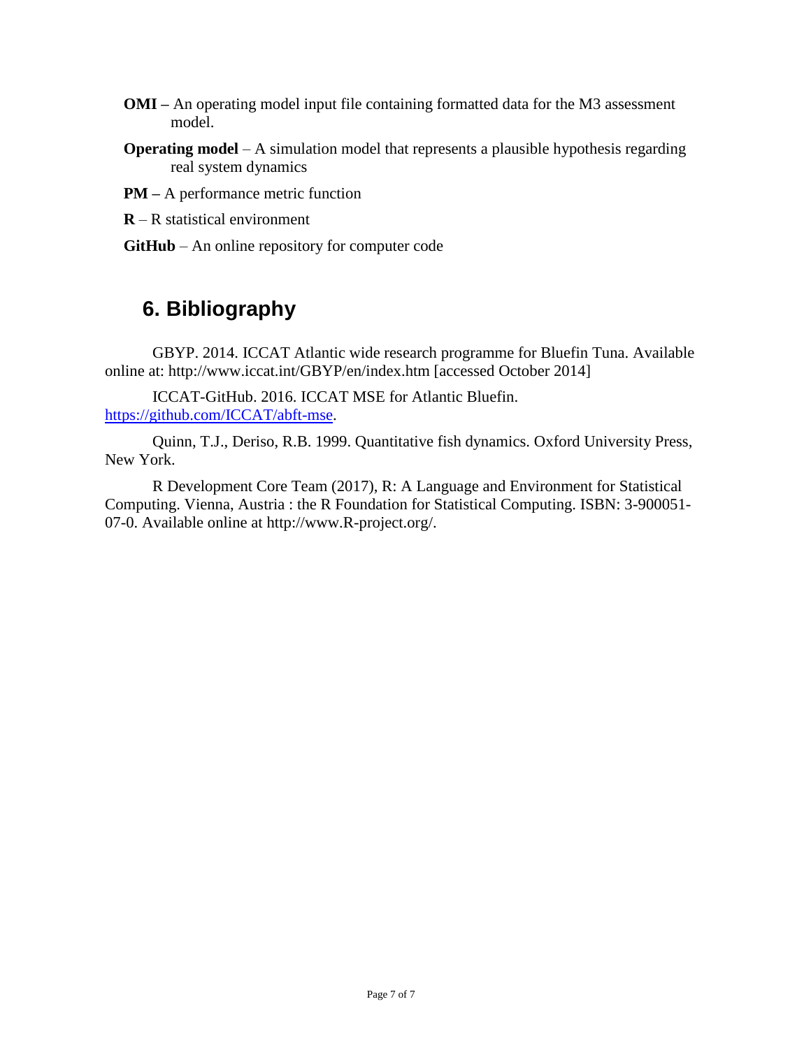**OMI –** An operating model input file containing formatted data for the M3 assessment model.

**Operating model** – A simulation model that represents a plausible hypothesis regarding real system dynamics

**PM –** A performance metric function

**R** – R statistical environment

**GitHub** – An online repository for computer code

## 6. Bibliography

GBYP. 2014. ICCAT Atlantic wide research programme for Bluefin Tuna. Available online at: http://www.iccat.int/GBYP/en/index.htm [accessed October 2014]

ICCAT-GitHub. 2016. ICCAT MSE for Atlantic Bluefin. https://github.com/ICCAT/abft-mse.

Quinn, T.J., Deriso, R.B. 1999. Quantitative fish dynamics. Oxford University Press, New York.

R Development Core Team (2017), R: A Language and Environment for Statistical Computing. Vienna, Austria : the R Foundation for Statistical Computing. ISBN: 3-900051-07-0. Available online at http://www.R-project.org/.